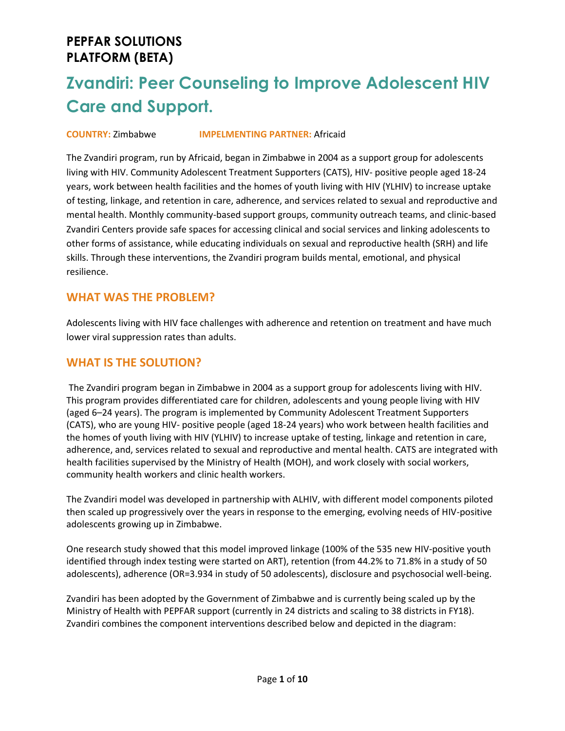**PEPFAR SOLUTIONS PLATFORM (BETA)**

# Zvandiri: Peer Counseling to Improve Adolescent HIV Care and Support.

**COUNTRY:** Zimbabwe **IMPELMENTING PARTNER:** Africaid

The Zvandiri program, run by Africaid, began in Zimbabwe in 2004 as a support group for adolescents living with HIV. Community Adolescent Treatment Supporters (CATS), HIV- positive people aged 18-24 years, work between health facilities and the homes of youth living with HIV (YLHIV) to increase uptake of testing, linkage, and retention in care, adherence, and services related to sexual and reproductive and mental health. Monthly community-based support groups, community outreach teams, and clinic-based Zvandiri Centers provide safe spaces for accessing clinical and social services and linking adolescents to other forms of assistance, while educating individuals on sexual and reproductive health (SRH) and life skills. Through these interventions, the Zvandiri program builds mental, emotional, and physical resilience.

## WHAT WAS THE PROBLEM?

Adolescents living with HIV face challenges with adherence and retention on treatment and have much lower viral suppression rates than adults.

## WHAT IS THE SOLUTION?

The Zvandiri program began in Zimbabwe in 2004 as a support group for adolescents living with HIV. This program provides differentiated care for children, adolescents and young people living with HIV (aged 6–24 years). The program is implemented by Community Adolescent Treatment Supporters (CATS), who are young HIV- positive people (aged 18-24 years) who work between health facilities and the homes of youth living with HIV (YLHIV) to increase uptake of testing, linkage and retention in care, adherence, and, services related to sexual and reproductive and mental health. CATS are integrated with health facilities supervised by the Ministry of Health (MOH), and work closely with social workers, community health workers and clinic health workers.

The Zvandiri model was developed in partnership with ALHIV, with different model components piloted then scaled up progressively over the years in response to the emerging, evolving needs of HIV-positive adolescents growing up in Zimbabwe.

One research study showed that this model improved linkage (100% of the 535 new HIV-positive youth identified through index testing were started on ART), retention (from 44.2% to 71.8% in a study of 50 adolescents), adherence (OR=3.934 in study of 50 adolescents), disclosure and psychosocial well-being.

Zvandiri has been adopted by the Government of Zimbabwe and is currently being scaled up by the Ministry of Health with PEPFAR support (currently in 24 districts and scaling to 38 districts in FY18). Zvandiri combines the component interventions described below and depicted in the diagram: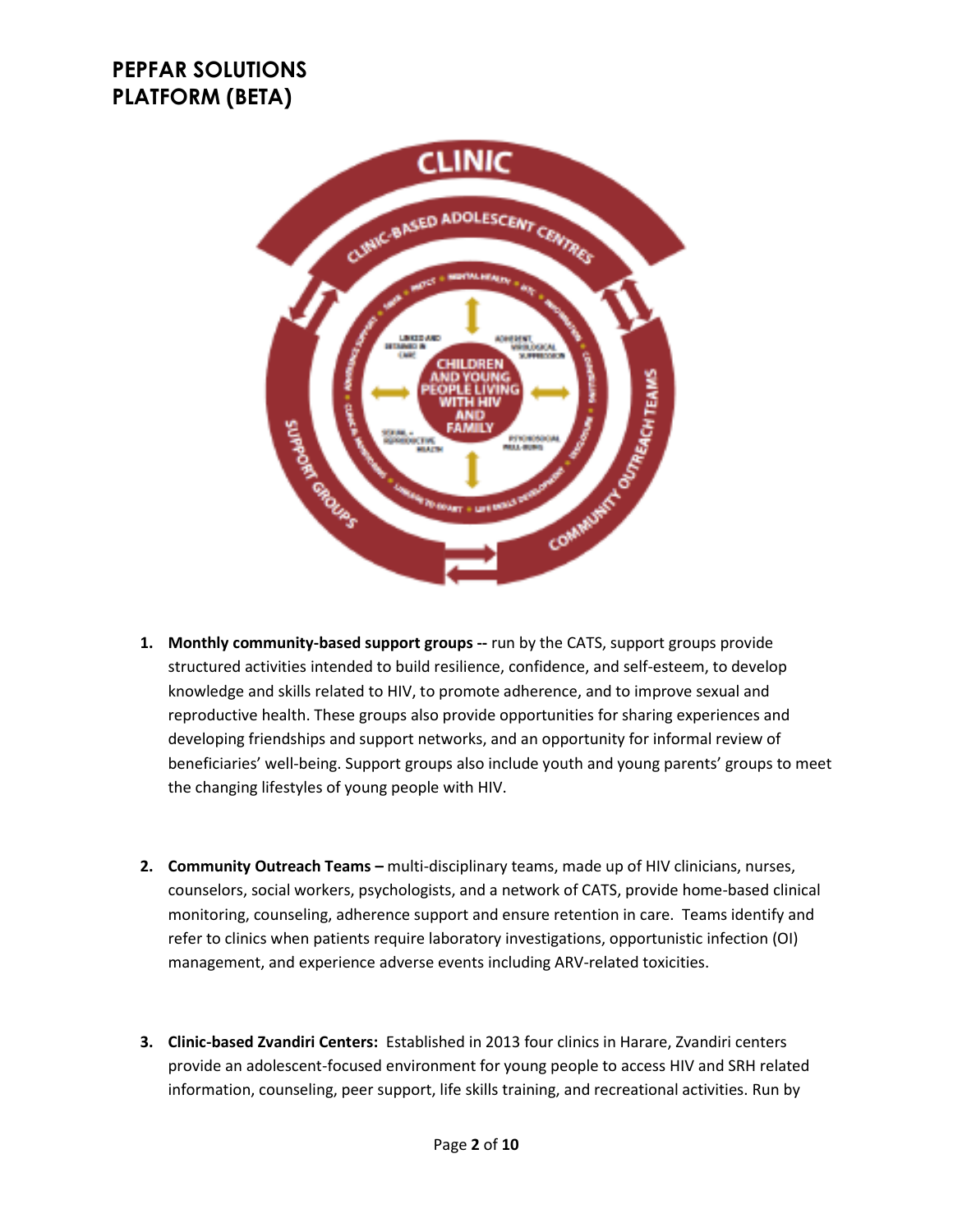1. **Monthly community-based support groups --** run by the CATS, support groups provide structured activities intended to build resilience, confidence, and self-esteem, to develop knowledge and skills related to HIV, to promote adherence, and to improve sexual and reproductive health. These groups also provide opportunities for sharing experiences and developing friendships and support networks, and an opportunity for informal review of beneficiaries' well-being. Support groups also include youth and young parents' groups to meet the changing lifestyles of young people with HIV.

2. **Community Outreach Teams –** multi-disciplinary teams, made up of HIV clinicians, nurses, counselors, social workers, psychologists, and a network of CATS, provide home-based clinical monitoring, counseling, adherence support and ensure retention in care. Teams identify and refer to clinics when patients require laboratory investigations, opportunistic infection (OI) management, and experience adverse events including ARV-related toxicities.

3. **Clinic-based Zvandiri Centers:** Established in 2013 four clinics in Harare, Zvandiri centers provide an adolescent-focused environment for young people to access HIV and SRH related information, counseling, peer support, life skills training, and recreational activities. Run by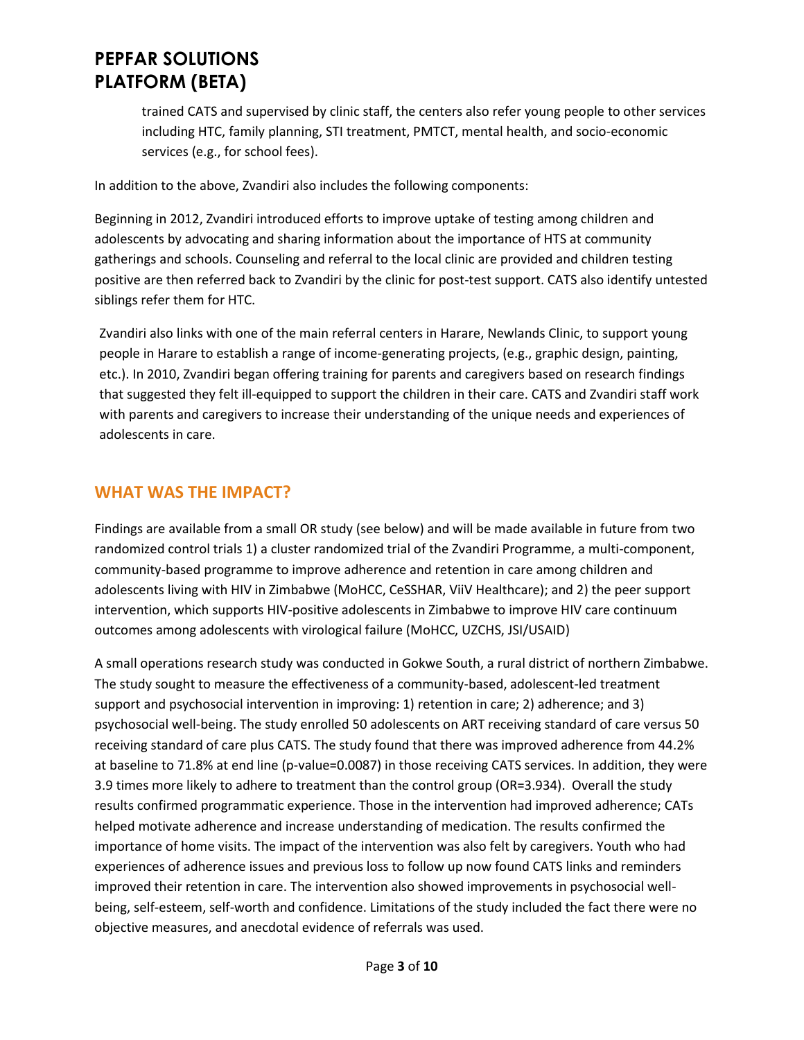trained CATS and supervised by clinic staff, the centers also refer young people to other services including HTC, family planning, STI treatment, PMTCT, mental health, and socio-economic services (e.g., for school fees).

In addition to the above, Zvandiri also includes the following components:

Beginning in 2012, Zvandiri introduced efforts to improve uptake of testing among children and adolescents by advocating and sharing information about the importance of HTS at community gatherings and schools. Counseling and referral to the local clinic are provided and children testing positive are then referred back to Zvandiri by the clinic for post-test support. CATS also identify untested siblings refer them for HTC.

Zvandiri also links with one of the main referral centers in Harare, Newlands Clinic, to support young people in Harare to establish a range of income-generating projects, (e.g., graphic design, painting, etc.). In 2010, Zvandiri began offering training for parents and caregivers based on research findings that suggested they felt ill-equipped to support the children in their care. CATS and Zvandiri staff work with parents and caregivers to increase their understanding of the unique needs and experiences of adolescents in care.

## WHAT WAS THE IMPACT?

Findings are available from a small OR study (see below) and will be made available in future from two randomized control trials 1) a cluster randomized trial of the Zvandiri Programme, a multi-component, community-based programme to improve adherence and retention in care among children and adolescents living with HIV in Zimbabwe (MoHCC, CeSSHAR, ViiV Healthcare); and 2) the peer support intervention, which supports HIV-positive adolescents in Zimbabwe to improve HIV care continuum outcomes among adolescents with virological failure (MoHCC, UZCHS, JSI/USAID)

A small operations research study was conducted in Gokwe South, a rural district of northern Zimbabwe. The study sought to measure the effectiveness of a community-based, adolescent-led treatment support and psychosocial intervention in improving: 1) retention in care; 2) adherence; and 3) psychosocial well-being. The study enrolled 50 adolescents on ART receiving standard of care versus 50 receiving standard of care plus CATS. The study found that there was improved adherence from 44.2% at baseline to 71.8% at end line (p-value=0.0087) in those receiving CATS services. In addition, they were 3.9 times more likely to adhere to treatment than the control group (OR=3.934). Overall the study results confirmed programmatic experience. Those in the intervention had improved adherence; CATs helped motivate adherence and increase understanding of medication. The results confirmed the importance of home visits. The impact of the intervention was also felt by caregivers. Youth who had experiences of adherence issues and previous loss to follow up now found CATS links and reminders improved their retention in care. The intervention also showed improvements in psychosocial well-being, self-esteem, self-worth and confidence. Limitations of the study included the fact there were no objective measures, and anecdotal evidence of referrals was used.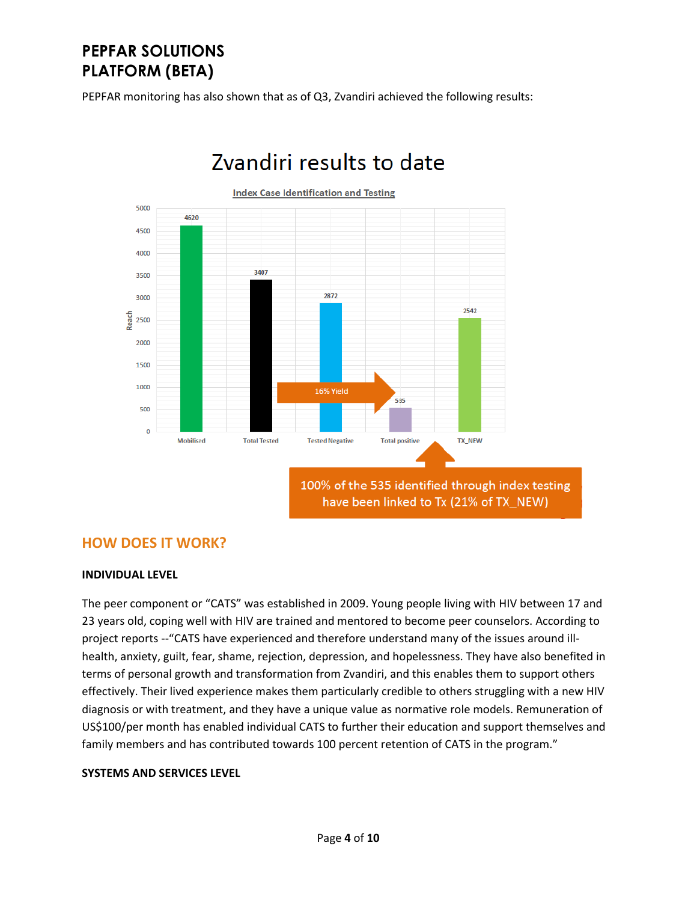# PEPFAR SOLUTIONS PLATFORM (BETA)

PEPFAR monitoring has also shown that as of Q3, Zvandiri achieved the following results:

Zvandiri results to date

Index Case Identification and Testing

| Category | Reach |
|---|---|
| Mobilised | 4620 |
| Total Tested | 3407 |
| Tested Negative | 2872 |
| Total positive | 535 |
| TX_NEW | 2542 |

16% Yield

100% of the 535 identified through index testing have been linked to Tx (21% of TX_NEW)

## HOW DOES IT WORK?

### INDIVIDUAL LEVEL

The peer component or "CATS" was established in 2009. Young people living with HIV between 17 and 23 years old, coping well with HIV are trained and mentored to become peer counselors. According to project reports --"CATS have experienced and therefore understand many of the issues around ill-health, anxiety, guilt, fear, shame, rejection, depression, and hopelessness. They have also benefited in terms of personal growth and transformation from Zvandiri, and this enables them to support others effectively. Their lived experience makes them particularly credible to others struggling with a new HIV diagnosis or with treatment, and they have a unique value as normative role models. Remuneration of US$100/per month has enabled individual CATS to further their education and support themselves and family members and has contributed towards 100 percent retention of CATS in the program."

### SYSTEMS AND SERVICES LEVEL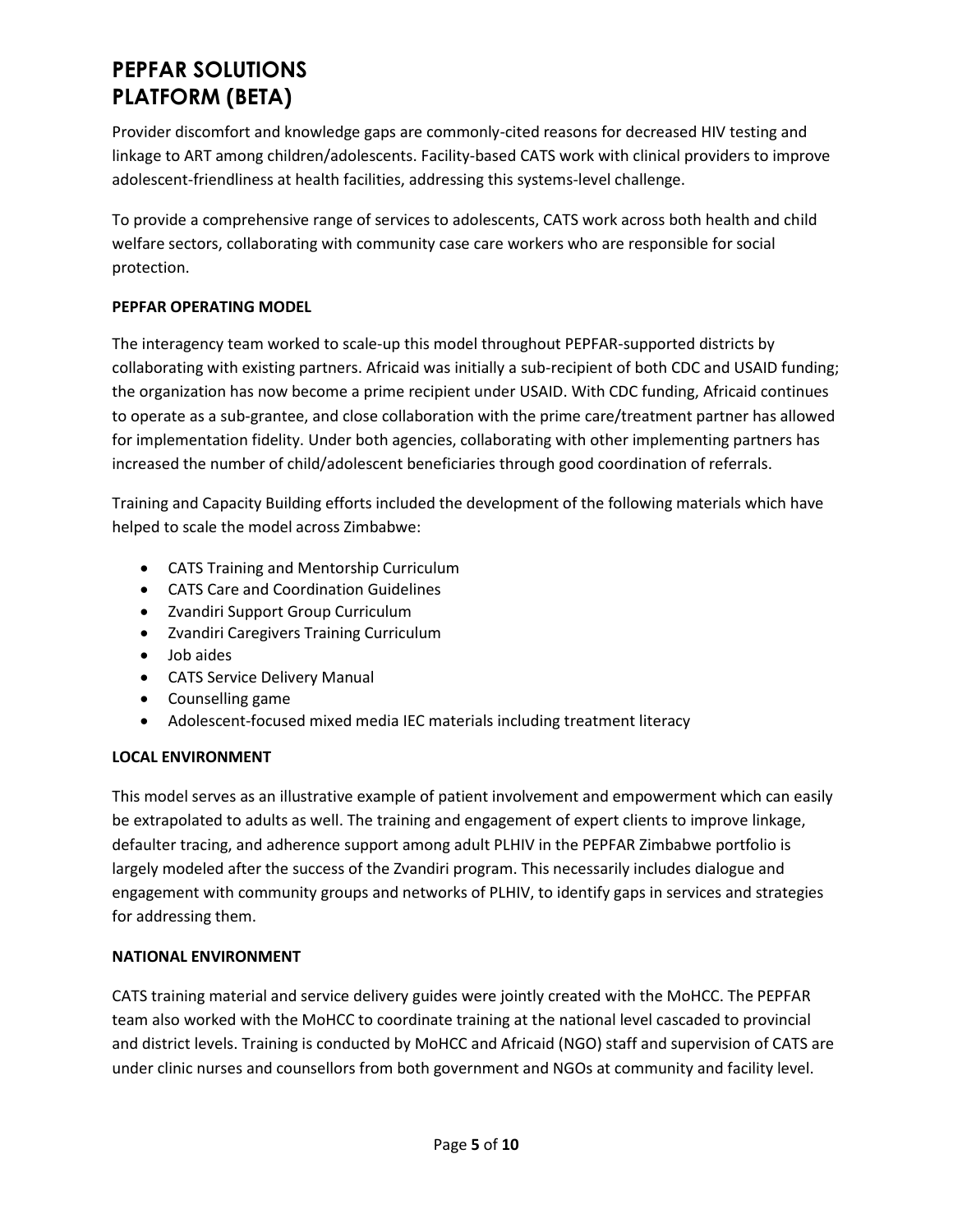# PEPFAR SOLUTIONS PLATFORM (BETA)

Provider discomfort and knowledge gaps are commonly-cited reasons for decreased HIV testing and linkage to ART among children/adolescents. Facility-based CATS work with clinical providers to improve adolescent-friendliness at health facilities, addressing this systems-level challenge.

To provide a comprehensive range of services to adolescents, CATS work across both health and child welfare sectors, collaborating with community case care workers who are responsible for social protection.

**PEPFAR OPERATING MODEL**

The interagency team worked to scale-up this model throughout PEPFAR-supported districts by collaborating with existing partners. Africaid was initially a sub-recipient of both CDC and USAID funding; the organization has now become a prime recipient under USAID. With CDC funding, Africaid continues to operate as a sub-grantee, and close collaboration with the prime care/treatment partner has allowed for implementation fidelity. Under both agencies, collaborating with other implementing partners has increased the number of child/adolescent beneficiaries through good coordination of referrals.

Training and Capacity Building efforts included the development of the following materials which have helped to scale the model across Zimbabwe:

- CATS Training and Mentorship Curriculum
- CATS Care and Coordination Guidelines
- Zvandiri Support Group Curriculum
- Zvandiri Caregivers Training Curriculum
- Job aides
- CATS Service Delivery Manual
- Counselling game
- Adolescent-focused mixed media IEC materials including treatment literacy

**LOCAL ENVIRONMENT**

This model serves as an illustrative example of patient involvement and empowerment which can easily be extrapolated to adults as well. The training and engagement of expert clients to improve linkage, defaulter tracing, and adherence support among adult PLHIV in the PEPFAR Zimbabwe portfolio is largely modeled after the success of the Zvandiri program. This necessarily includes dialogue and engagement with community groups and networks of PLHIV, to identify gaps in services and strategies for addressing them.

**NATIONAL ENVIRONMENT**

CATS training material and service delivery guides were jointly created with the MoHCC. The PEPFAR team also worked with the MoHCC to coordinate training at the national level cascaded to provincial and district levels. Training is conducted by MoHCC and Africaid (NGO) staff and supervision of CATS are under clinic nurses and counsellors from both government and NGOs at community and facility level.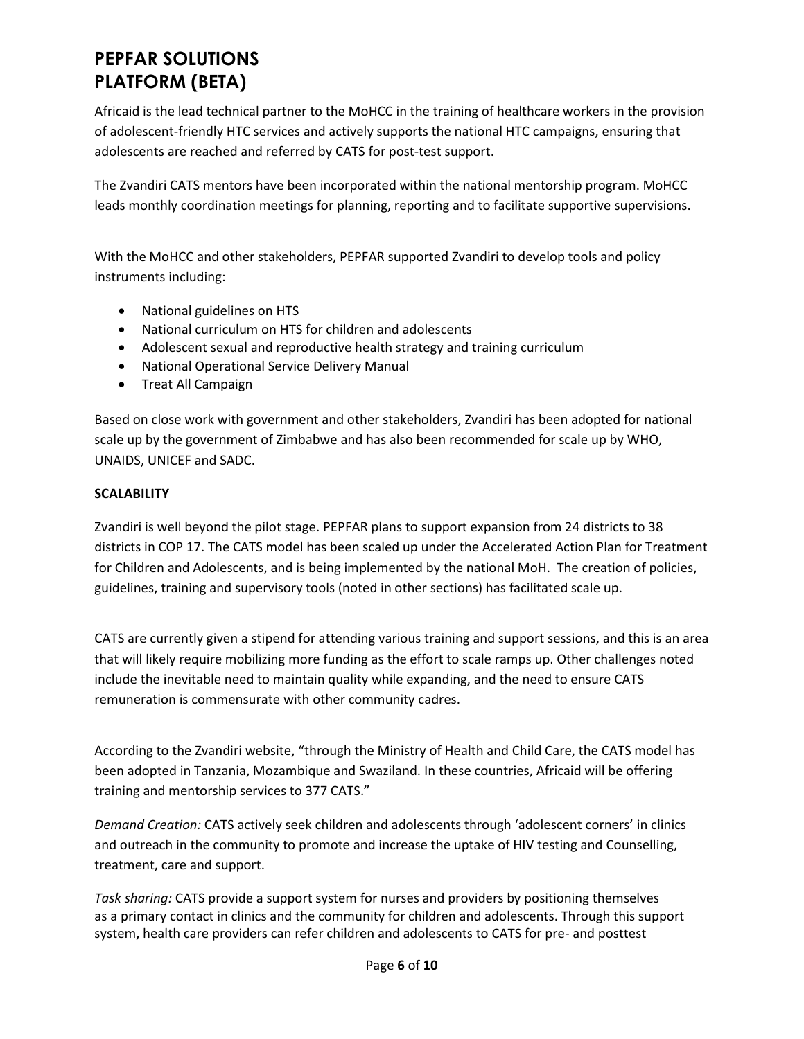# PEPFAR SOLUTIONS PLATFORM (BETA)

Africaid is the lead technical partner to the MoHCC in the training of healthcare workers in the provision of adolescent-friendly HTC services and actively supports the national HTC campaigns, ensuring that adolescents are reached and referred by CATS for post-test support.

The Zvandiri CATS mentors have been incorporated within the national mentorship program. MoHCC leads monthly coordination meetings for planning, reporting and to facilitate supportive supervisions.

With the MoHCC and other stakeholders, PEPFAR supported Zvandiri to develop tools and policy instruments including:

- National guidelines on HTS
- National curriculum on HTS for children and adolescents
- Adolescent sexual and reproductive health strategy and training curriculum
- National Operational Service Delivery Manual
- Treat All Campaign

Based on close work with government and other stakeholders, Zvandiri has been adopted for national scale up by the government of Zimbabwe and has also been recommended for scale up by WHO, UNAIDS, UNICEF and SADC.

**SCALABILITY**

Zvandiri is well beyond the pilot stage. PEPFAR plans to support expansion from 24 districts to 38 districts in COP 17. The CATS model has been scaled up under the Accelerated Action Plan for Treatment for Children and Adolescents, and is being implemented by the national MoH. The creation of policies, guidelines, training and supervisory tools (noted in other sections) has facilitated scale up.

CATS are currently given a stipend for attending various training and support sessions, and this is an area that will likely require mobilizing more funding as the effort to scale ramps up. Other challenges noted include the inevitable need to maintain quality while expanding, and the need to ensure CATS remuneration is commensurate with other community cadres.

According to the Zvandiri website, "through the Ministry of Health and Child Care, the CATS model has been adopted in Tanzania, Mozambique and Swaziland. In these countries, Africaid will be offering training and mentorship services to 377 CATS."

*Demand Creation:* CATS actively seek children and adolescents through 'adolescent corners' in clinics and outreach in the community to promote and increase the uptake of HIV testing and Counselling, treatment, care and support.

*Task sharing:* CATS provide a support system for nurses and providers by positioning themselves as a primary contact in clinics and the community for children and adolescents. Through this support system, health care providers can refer children and adolescents to CATS for pre- and posttest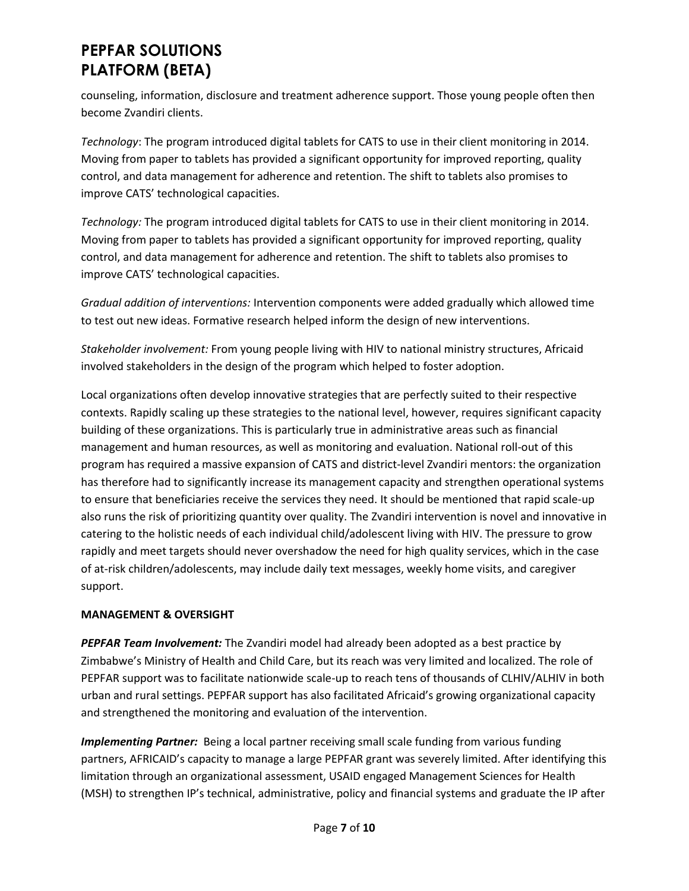counseling, information, disclosure and treatment adherence support. Those young people often then become Zvandiri clients.

*Technology*: The program introduced digital tablets for CATS to use in their client monitoring in 2014. Moving from paper to tablets has provided a significant opportunity for improved reporting, quality control, and data management for adherence and retention. The shift to tablets also promises to improve CATS' technological capacities.

*Technology:* The program introduced digital tablets for CATS to use in their client monitoring in 2014. Moving from paper to tablets has provided a significant opportunity for improved reporting, quality control, and data management for adherence and retention. The shift to tablets also promises to improve CATS' technological capacities.

*Gradual addition of interventions:* Intervention components were added gradually which allowed time to test out new ideas. Formative research helped inform the design of new interventions.

*Stakeholder involvement:* From young people living with HIV to national ministry structures, Africaid involved stakeholders in the design of the program which helped to foster adoption.

Local organizations often develop innovative strategies that are perfectly suited to their respective contexts. Rapidly scaling up these strategies to the national level, however, requires significant capacity building of these organizations. This is particularly true in administrative areas such as financial management and human resources, as well as monitoring and evaluation. National roll-out of this program has required a massive expansion of CATS and district-level Zvandiri mentors: the organization has therefore had to significantly increase its management capacity and strengthen operational systems to ensure that beneficiaries receive the services they need. It should be mentioned that rapid scale-up also runs the risk of prioritizing quantity over quality. The Zvandiri intervention is novel and innovative in catering to the holistic needs of each individual child/adolescent living with HIV. The pressure to grow rapidly and meet targets should never overshadow the need for high quality services, which in the case of at-risk children/adolescents, may include daily text messages, weekly home visits, and caregiver support.

**MANAGEMENT & OVERSIGHT**

***PEPFAR Team Involvement:*** The Zvandiri model had already been adopted as a best practice by Zimbabwe's Ministry of Health and Child Care, but its reach was very limited and localized. The role of PEPFAR support was to facilitate nationwide scale-up to reach tens of thousands of CLHIV/ALHIV in both urban and rural settings. PEPFAR support has also facilitated Africaid's growing organizational capacity and strengthened the monitoring and evaluation of the intervention.

***Implementing Partner:*** Being a local partner receiving small scale funding from various funding partners, AFRICAID's capacity to manage a large PEPFAR grant was severely limited. After identifying this limitation through an organizational assessment, USAID engaged Management Sciences for Health (MSH) to strengthen IP's technical, administrative, policy and financial systems and graduate the IP after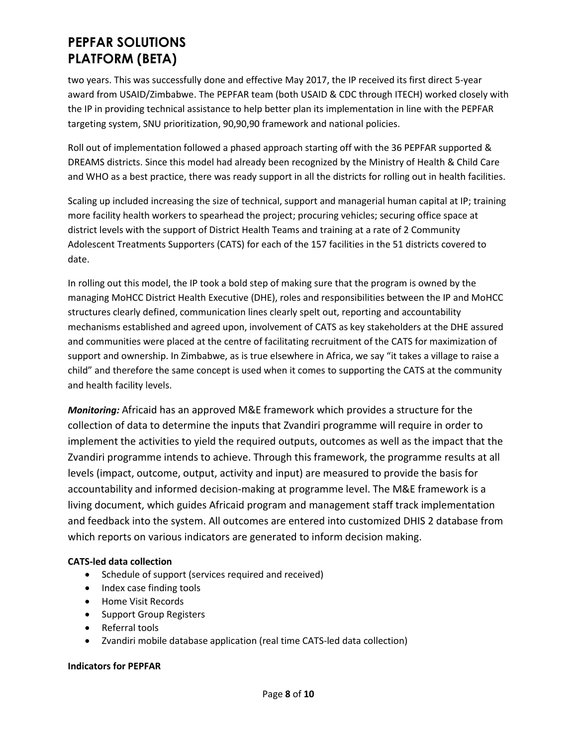two years. This was successfully done and effective May 2017, the IP received its first direct 5-year award from USAID/Zimbabwe. The PEPFAR team (both USAID & CDC through ITECH) worked closely with the IP in providing technical assistance to help better plan its implementation in line with the PEPFAR targeting system, SNU prioritization, 90,90,90 framework and national policies.

Roll out of implementation followed a phased approach starting off with the 36 PEPFAR supported & DREAMS districts. Since this model had already been recognized by the Ministry of Health & Child Care and WHO as a best practice, there was ready support in all the districts for rolling out in health facilities.

Scaling up included increasing the size of technical, support and managerial human capital at IP; training more facility health workers to spearhead the project; procuring vehicles; securing office space at district levels with the support of District Health Teams and training at a rate of 2 Community Adolescent Treatments Supporters (CATS) for each of the 157 facilities in the 51 districts covered to date.

In rolling out this model, the IP took a bold step of making sure that the program is owned by the managing MoHCC District Health Executive (DHE), roles and responsibilities between the IP and MoHCC structures clearly defined, communication lines clearly spelt out, reporting and accountability mechanisms established and agreed upon, involvement of CATS as key stakeholders at the DHE assured and communities were placed at the centre of facilitating recruitment of the CATS for maximization of support and ownership. In Zimbabwe, as is true elsewhere in Africa, we say "it takes a village to raise a child" and therefore the same concept is used when it comes to supporting the CATS at the community and health facility levels.

***Monitoring:*** Africaid has an approved M&E framework which provides a structure for the collection of data to determine the inputs that Zvandiri programme will require in order to implement the activities to yield the required outputs, outcomes as well as the impact that the Zvandiri programme intends to achieve. Through this framework, the programme results at all levels (impact, outcome, output, activity and input) are measured to provide the basis for accountability and informed decision-making at programme level. The M&E framework is a living document, which guides Africaid program and management staff track implementation and feedback into the system. All outcomes are entered into customized DHIS 2 database from which reports on various indicators are generated to inform decision making.

**CATS-led data collection**

- Schedule of support (services required and received)
- Index case finding tools
- Home Visit Records
- Support Group Registers
- Referral tools
- Zvandiri mobile database application (real time CATS-led data collection)

**Indicators for PEPFAR**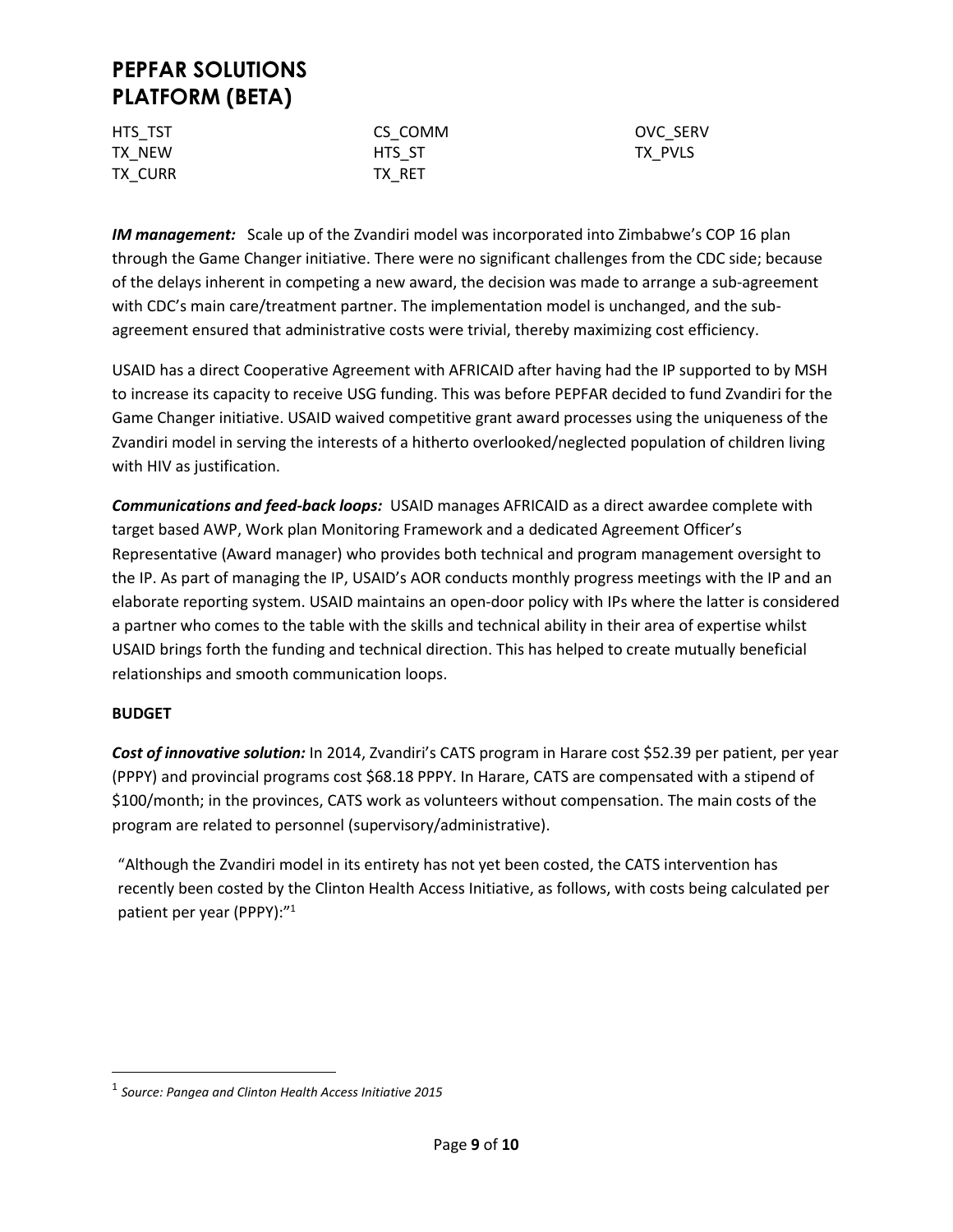HTS_TST | CS_COMM | OVC_SERV
---|---|---
TX_NEW | HTS_ST | TX_PVLS
TX_CURR | TX_RET |

***IM management:*** Scale up of the Zvandiri model was incorporated into Zimbabwe's COP 16 plan through the Game Changer initiative. There were no significant challenges from the CDC side; because of the delays inherent in competing a new award, the decision was made to arrange a sub-agreement with CDC's main care/treatment partner. The implementation model is unchanged, and the sub-agreement ensured that administrative costs were trivial, thereby maximizing cost efficiency.

USAID has a direct Cooperative Agreement with AFRICAID after having had the IP supported to by MSH to increase its capacity to receive USG funding. This was before PEPFAR decided to fund Zvandiri for the Game Changer initiative. USAID waived competitive grant award processes using the uniqueness of the Zvandiri model in serving the interests of a hitherto overlooked/neglected population of children living with HIV as justification.

***Communications and feed-back loops:*** USAID manages AFRICAID as a direct awardee complete with target based AWP, Work plan Monitoring Framework and a dedicated Agreement Officer's Representative (Award manager) who provides both technical and program management oversight to the IP. As part of managing the IP, USAID's AOR conducts monthly progress meetings with the IP and an elaborate reporting system. USAID maintains an open-door policy with IPs where the latter is considered a partner who comes to the table with the skills and technical ability in their area of expertise whilst USAID brings forth the funding and technical direction. This has helped to create mutually beneficial relationships and smooth communication loops.

**BUDGET**

***Cost of innovative solution:*** In 2014, Zvandiri's CATS program in Harare cost $52.39 per patient, per year (PPPY) and provincial programs cost $68.18 PPPY. In Harare, CATS are compensated with a stipend of $100/month; in the provinces, CATS work as volunteers without compensation. The main costs of the program are related to personnel (supervisory/administrative).

"Although the Zvandiri model in its entirety has not yet been costed, the CATS intervention has recently been costed by the Clinton Health Access Initiative, as follows, with costs being calculated per patient per year (PPPY):"[1]

[1] *Source: Pangea and Clinton Health Access Initiative 2015*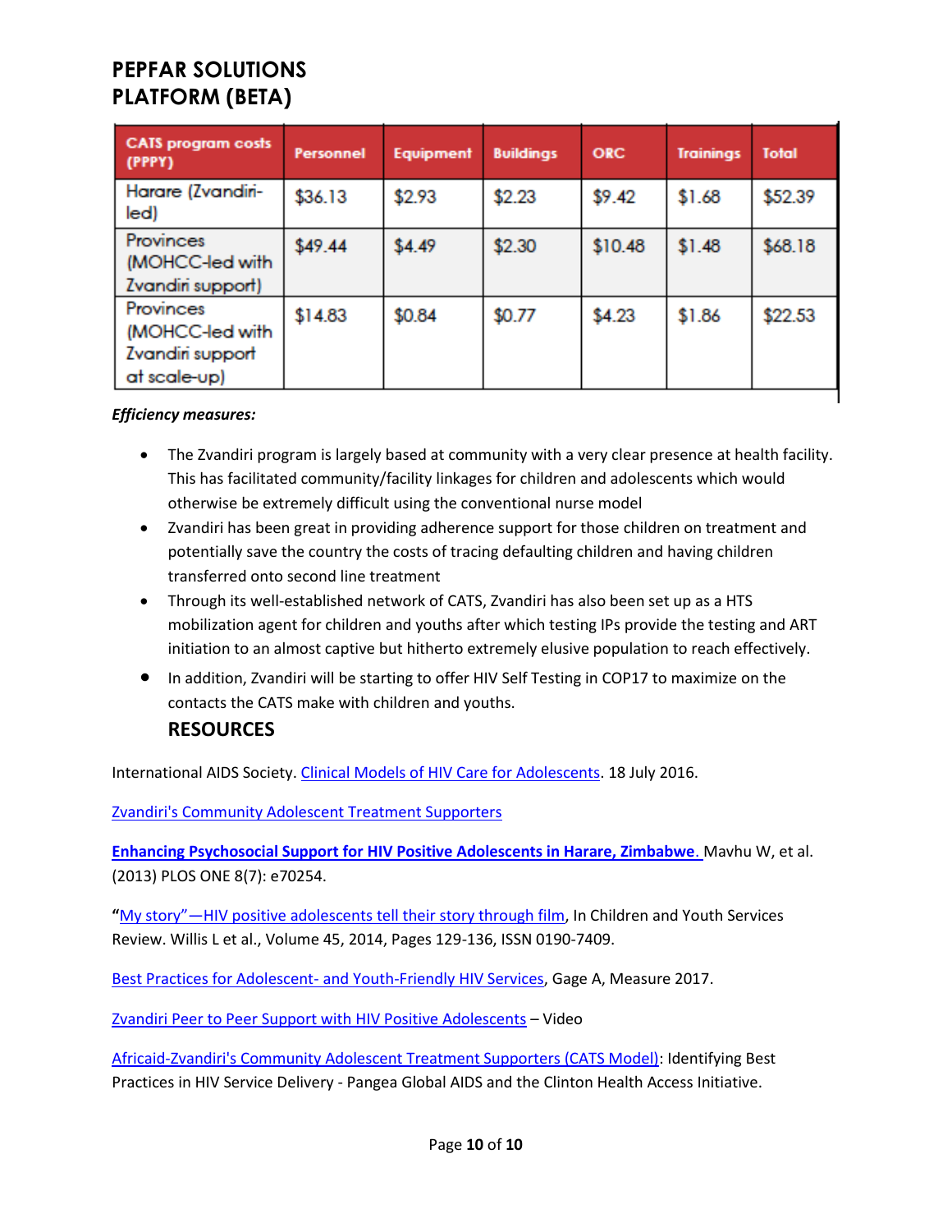# PEPFAR SOLUTIONS PLATFORM (BETA)

| CATS program costs (PPPY) | Personnel | Equipment | Buildings | ORC | Trainings | Total |
|---|---|---|---|---|---|---|
| Harare (Zvandiri-led) | $36.13 | $2.93 | $2.23 | $9.42 | $1.68 | $52.39 |
| Provinces (MOHCC-led with Zvandiri support) | $49.44 | $4.49 | $2.30 | $10.48 | $1.48 | $68.18 |
| Provinces (MOHCC-led with Zvandiri support at scale-up) | $14.83 | $0.84 | $0.77 | $4.23 | $1.86 | $22.53 |

***Efficiency measures:***

- The Zvandiri program is largely based at community with a very clear presence at health facility. This has facilitated community/facility linkages for children and adolescents which would otherwise be extremely difficult using the conventional nurse model
- Zvandiri has been great in providing adherence support for those children on treatment and potentially save the country the costs of tracing defaulting children and having children transferred onto second line treatment
- Through its well-established network of CATS, Zvandiri has also been set up as a HTS mobilization agent for children and youths after which testing IPs provide the testing and ART initiation to an almost captive but hitherto extremely elusive population to reach effectively.
- In addition, Zvandiri will be starting to offer HIV Self Testing in COP17 to maximize on the contacts the CATS make with children and youths.

## RESOURCES

International AIDS Society. Clinical Models of HIV Care for Adolescents. 18 July 2016.

Zvandiri's Community Adolescent Treatment Supporters

**Enhancing Psychosocial Support for HIV Positive Adolescents in Harare, Zimbabwe.** Mavhu W, et al. (2013) PLOS ONE 8(7): e70254.

"My story"—HIV positive adolescents tell their story through film, In Children and Youth Services Review. Willis L et al., Volume 45, 2014, Pages 129-136, ISSN 0190-7409.

Best Practices for Adolescent- and Youth-Friendly HIV Services, Gage A, Measure 2017.

Zvandiri Peer to Peer Support with HIV Positive Adolescents – Video

Africaid-Zvandiri's Community Adolescent Treatment Supporters (CATS Model): Identifying Best Practices in HIV Service Delivery - Pangea Global AIDS and the Clinton Health Access Initiative.